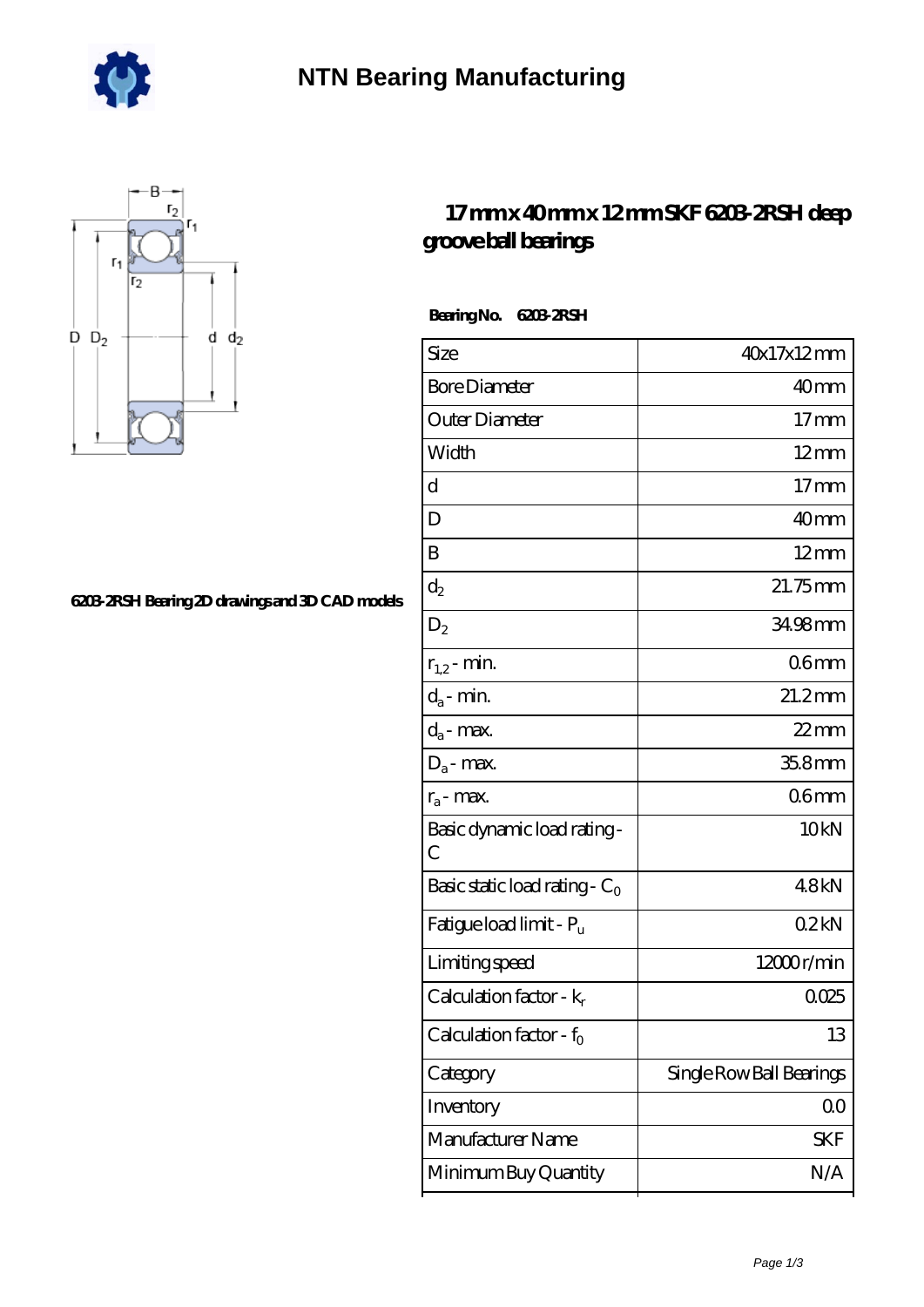# NTN Bearing Manufacturing

## 17 mm x 40 mm x 12 mm SKF 6203-2RSH deep groove ball bearings

6203-2RSH Bearing 2D drawings and 3D CAD models

**Bearing No. 6203-2RSH**

| | |
|---|---|
| Size | 40x17x12 mm |
| Bore Diameter | 40 mm |
| Outer Diameter | 17 mm |
| Width | 12 mm |
| d | 17 mm |
| D | 40 mm |
| B | 12 mm |
| $d_2$ | 21.75 mm |
| $D_2$ | 34.98 mm |
| $r_{1,2}$ - min. | 0.6 mm |
| $d_a$ - min. | 21.2 mm |
| $d_a$ - max. | 22 mm |
| $D_a$ - max. | 35.8 mm |
| $r_a$ - max. | 0.6 mm |
| Basic dynamic load rating - C | 10 kN |
| Basic static load rating - $C_0$ | 4.8 kN |
| Fatigue load limit - $P_u$ | 0.2 kN |
| Limiting speed | 12000 r/min |
| Calculation factor - $k_r$ | 0.025 |
| Calculation factor - $f_0$ | 13 |
| Category | Single Row Ball Bearings |
| Inventory | 0.0 |
| Manufacturer Name | SKF |
| Minimum Buy Quantity | N/A |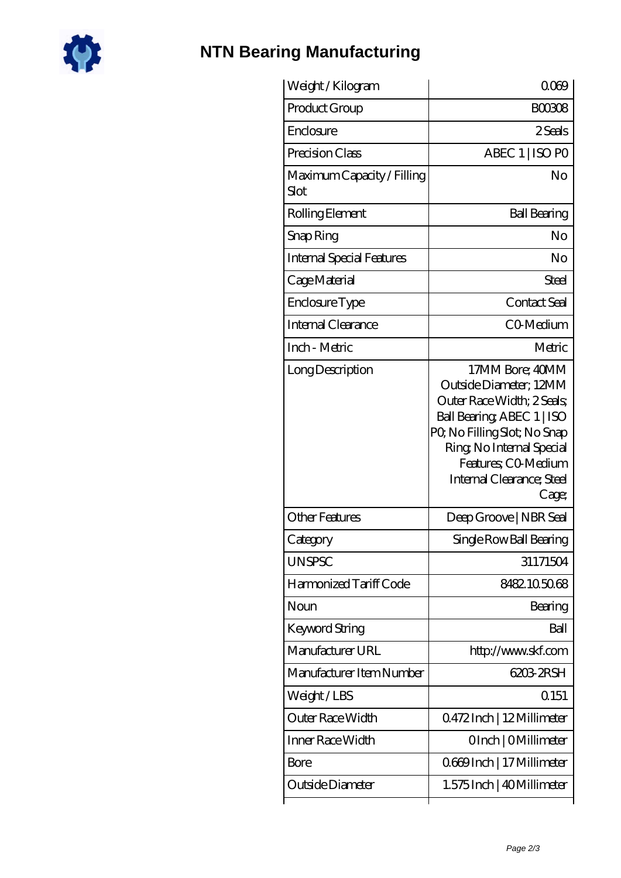| Weight / Kilogram | 0.069 |
|---|---|
| Product Group | B00308 |
| Enclosure | 2 Seals |
| Precision Class | ABEC 1 \| ISO P0 |
| Maximum Capacity / Filling Slot | No |
| Rolling Element | Ball Bearing |
| Snap Ring | No |
| Internal Special Features | No |
| Cage Material | Steel |
| Enclosure Type | Contact Seal |
| Internal Clearance | C0-Medium |
| Inch - Metric | Metric |
| Long Description | 17MM Bore; 40MM Outside Diameter; 12MM Outer Race Width; 2 Seals; Ball Bearing; ABEC 1 \| ISO P0; No Filling Slot; No Snap Ring; No Internal Special Features; C0-Medium Internal Clearance; Steel Cage; |
| Other Features | Deep Groove \| NBR Seal |
| Category | Single Row Ball Bearing |
| UNSPSC | 31171504 |
| Harmonized Tariff Code | 8482.10.50.68 |
| Noun | Bearing |
| Keyword String | Ball |
| Manufacturer URL | http://www.skf.com |
| Manufacturer Item Number | 6203-2RSH |
| Weight / LBS | 0.151 |
| Outer Race Width | 0.472 Inch \| 12 Millimeter |
| Inner Race Width | 0 Inch \| 0 Millimeter |
| Bore | 0.669 Inch \| 17 Millimeter |
| Outside Diameter | 1.575 Inch \| 40 Millimeter |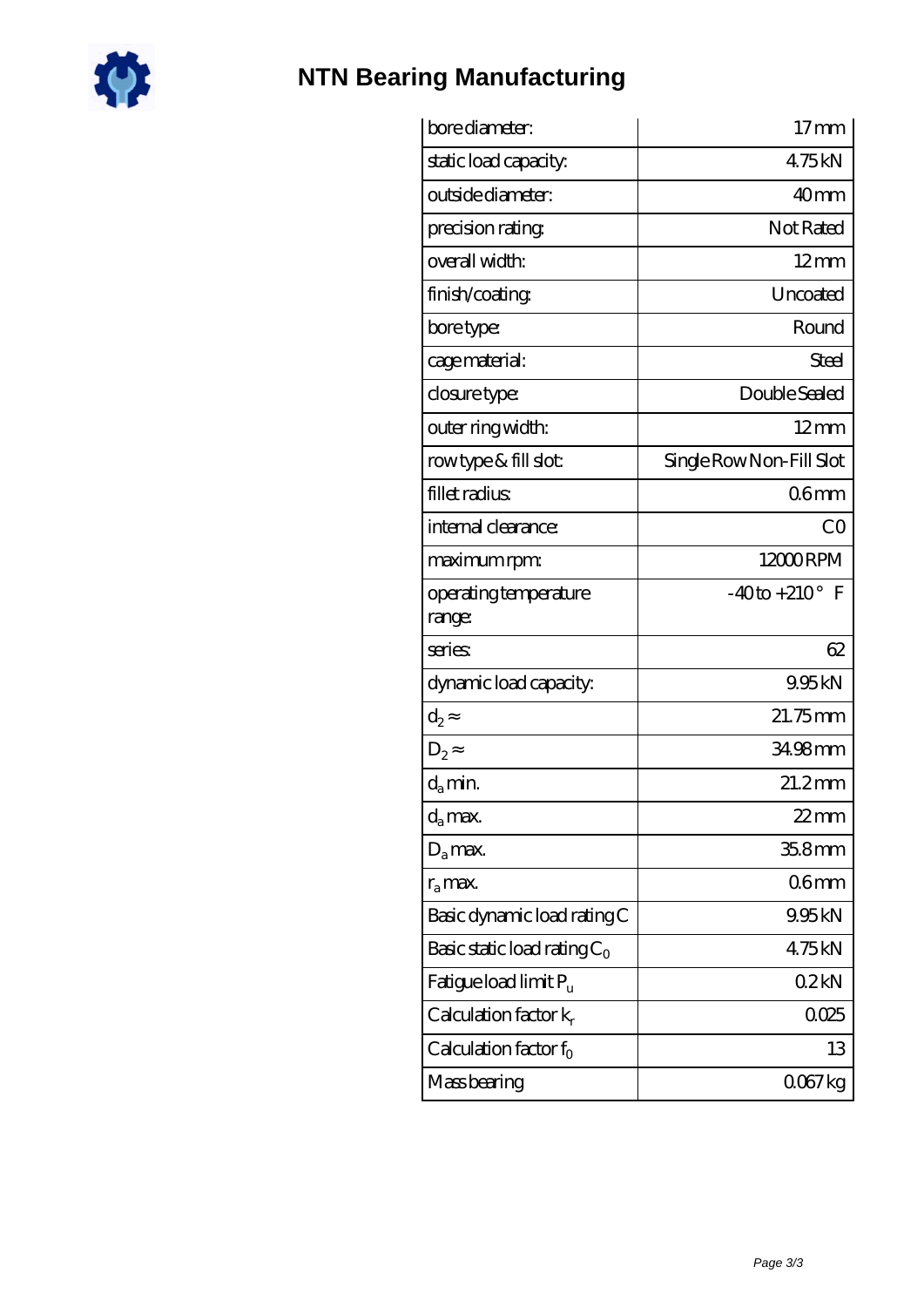# NTN Bearing Manufacturing

| | |
|---|---|
| bore diameter: | 17 mm |
| static load capacity: | 4.75 kN |
| outside diameter: | 40 mm |
| precision rating: | Not Rated |
| overall width: | 12 mm |
| finish/coating: | Uncoated |
| bore type: | Round |
| cage material: | Steel |
| closure type: | Double Sealed |
| outer ring width: | 12 mm |
| row type & fill slot: | Single Row Non-Fill Slot |
| fillet radius: | 0.6 mm |
| internal clearance: | C0 |
| maximum rpm: | 12000 RPM |
| operating temperature range: | -40 to +210 ° F |
| series: | 62 |
| dynamic load capacity: | 9.95 kN |
| $d_2 \approx$ | 21.75 mm |
| $D_2 \approx$ | 34.98 mm |
| $d_a$ min. | 21.2 mm |
| $d_a$ max. | 22 mm |
| $D_a$ max. | 35.8 mm |
| $r_a$ max. | 0.6 mm |
| Basic dynamic load rating C | 9.95 kN |
| Basic static load rating $C_0$ | 4.75 kN |
| Fatigue load limit $P_u$ | 0.2 kN |
| Calculation factor $k_r$ | 0.025 |
| Calculation factor $f_0$ | 13 |
| Mass bearing | 0.067 kg |